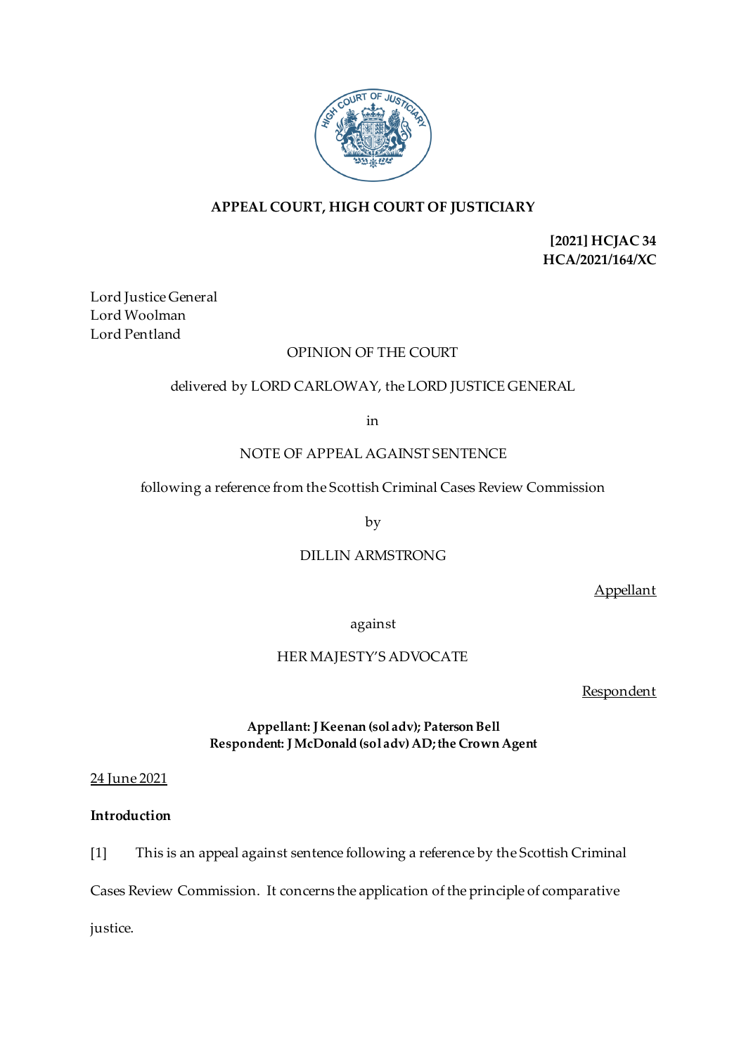**APPEAL COURT, HIGH COURT OF JUSTICIARY**

**[2021] HCJAC 34**
**HCA/2021/164/XC**

Lord Justice General
Lord Woolman
Lord Pentland

OPINION OF THE COURT

delivered by LORD CARLOWAY, the LORD JUSTICE GENERAL

in

NOTE OF APPEAL AGAINST SENTENCE

following a reference from the Scottish Criminal Cases Review Commission

by

DILLIN ARMSTRONG

Appellant

against

HER MAJESTY'S ADVOCATE

Respondent

**Appellant: J Keenan (sol adv); Paterson Bell**
**Respondent: J McDonald (sol adv) AD; the Crown Agent**

24 June 2021

**Introduction**

[1] This is an appeal against sentence following a reference by the Scottish Criminal Cases Review Commission. It concerns the application of the principle of comparative justice.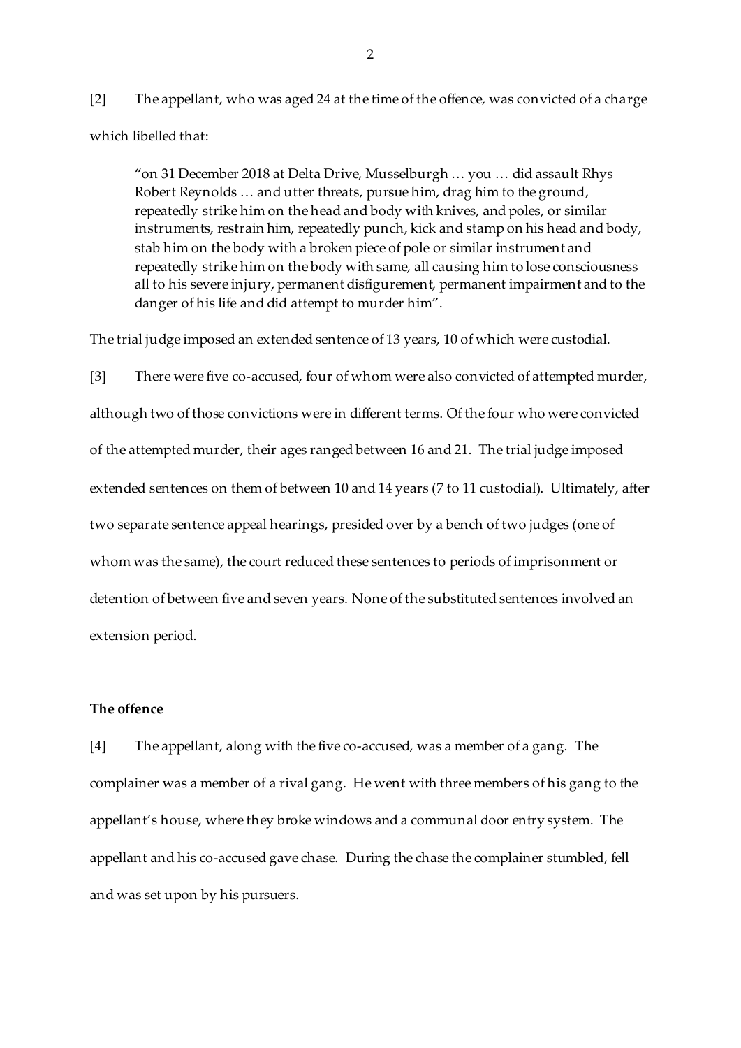[2] The appellant, who was aged 24 at the time of the offence, was convicted of a charge which libelled that:

> "on 31 December 2018 at Delta Drive, Musselburgh … you … did assault Rhys Robert Reynolds … and utter threats, pursue him, drag him to the ground, repeatedly strike him on the head and body with knives, and poles, or similar instruments, restrain him, repeatedly punch, kick and stamp on his head and body, stab him on the body with a broken piece of pole or similar instrument and repeatedly strike him on the body with same, all causing him to lose consciousness all to his severe injury, permanent disfigurement, permanent impairment and to the danger of his life and did attempt to murder him".

The trial judge imposed an extended sentence of 13 years, 10 of which were custodial.

[3] There were five co-accused, four of whom were also convicted of attempted murder, although two of those convictions were in different terms. Of the four who were convicted of the attempted murder, their ages ranged between 16 and 21. The trial judge imposed extended sentences on them of between 10 and 14 years (7 to 11 custodial). Ultimately, after two separate sentence appeal hearings, presided over by a bench of two judges (one of whom was the same), the court reduced these sentences to periods of imprisonment or detention of between five and seven years. None of the substituted sentences involved an extension period.

**The offence**

[4] The appellant, along with the five co-accused, was a member of a gang. The complainer was a member of a rival gang. He went with three members of his gang to the appellant's house, where they broke windows and a communal door entry system. The appellant and his co-accused gave chase. During the chase the complainer stumbled, fell and was set upon by his pursuers.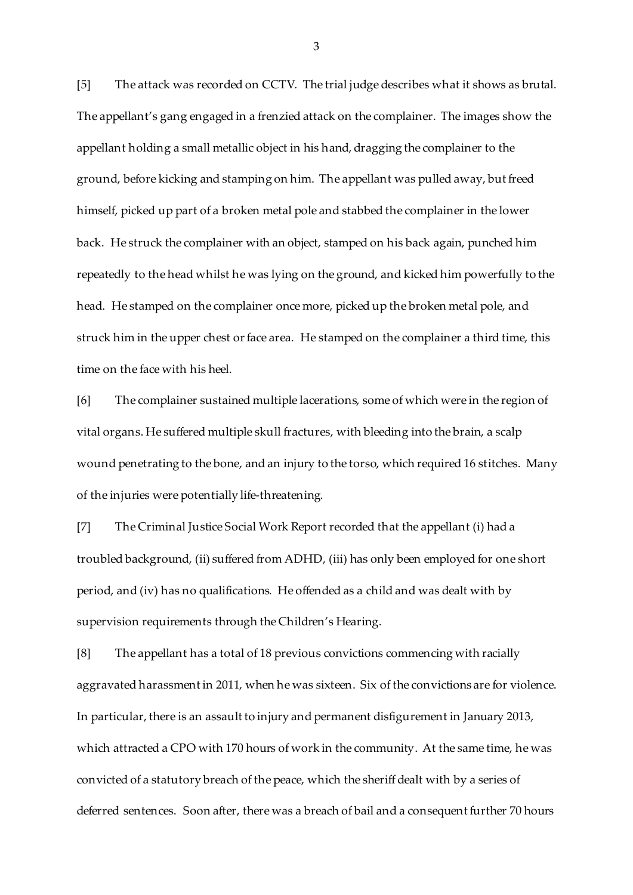[5] The attack was recorded on CCTV. The trial judge describes what it shows as brutal. The appellant's gang engaged in a frenzied attack on the complainer. The images show the appellant holding a small metallic object in his hand, dragging the complainer to the ground, before kicking and stamping on him. The appellant was pulled away, but freed himself, picked up part of a broken metal pole and stabbed the complainer in the lower back. He struck the complainer with an object, stamped on his back again, punched him repeatedly to the head whilst he was lying on the ground, and kicked him powerfully to the head. He stamped on the complainer once more, picked up the broken metal pole, and struck him in the upper chest or face area. He stamped on the complainer a third time, this time on the face with his heel.

[6] The complainer sustained multiple lacerations, some of which were in the region of vital organs. He suffered multiple skull fractures, with bleeding into the brain, a scalp wound penetrating to the bone, and an injury to the torso, which required 16 stitches. Many of the injuries were potentially life-threatening.

[7] The Criminal Justice Social Work Report recorded that the appellant (i) had a troubled background, (ii) suffered from ADHD, (iii) has only been employed for one short period, and (iv) has no qualifications. He offended as a child and was dealt with by supervision requirements through the Children's Hearing.

[8] The appellant has a total of 18 previous convictions commencing with racially aggravated harassment in 2011, when he was sixteen. Six of the convictions are for violence. In particular, there is an assault to injury and permanent disfigurement in January 2013, which attracted a CPO with 170 hours of work in the community. At the same time, he was convicted of a statutory breach of the peace, which the sheriff dealt with by a series of deferred sentences. Soon after, there was a breach of bail and a consequent further 70 hours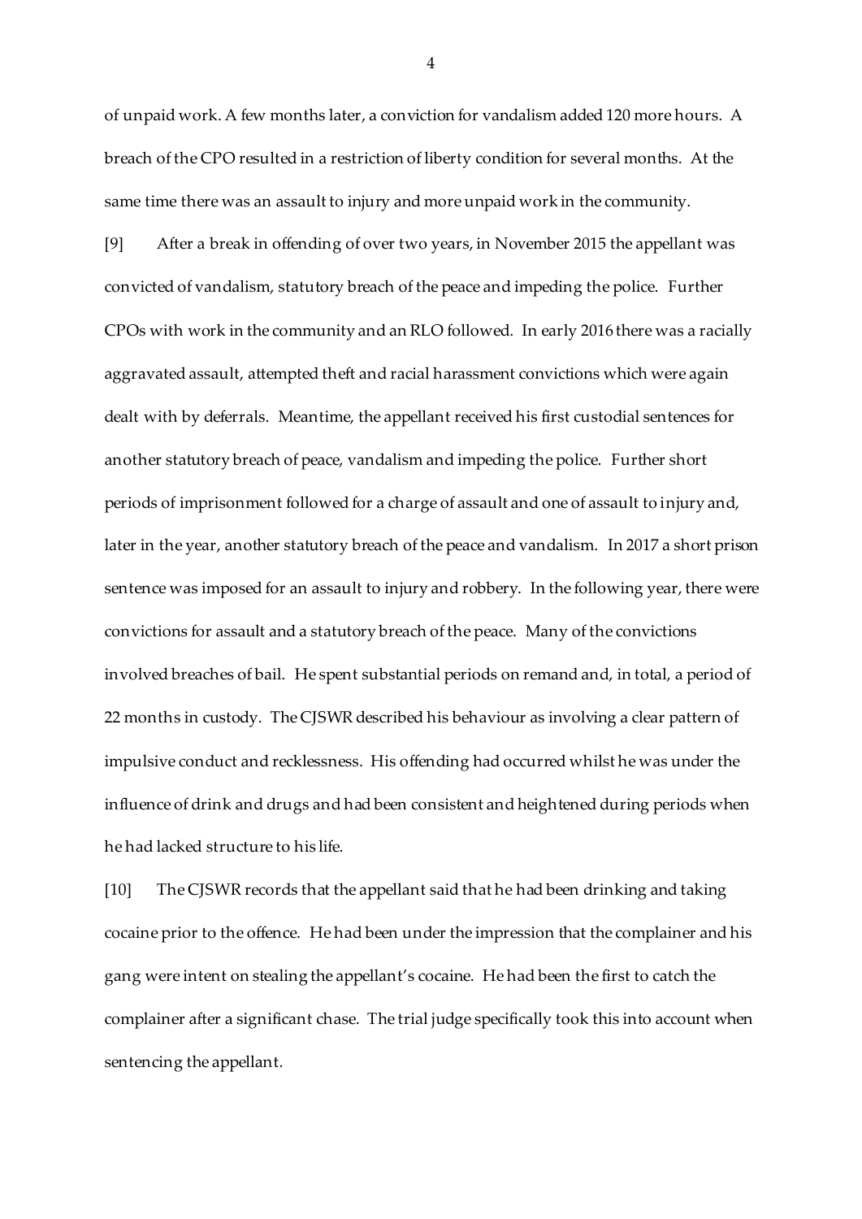of unpaid work. A few months later, a conviction for vandalism added 120 more hours. A breach of the CPO resulted in a restriction of liberty condition for several months. At the same time there was an assault to injury and more unpaid work in the community.

[9] After a break in offending of over two years, in November 2015 the appellant was convicted of vandalism, statutory breach of the peace and impeding the police. Further CPOs with work in the community and an RLO followed. In early 2016 there was a racially aggravated assault, attempted theft and racial harassment convictions which were again dealt with by deferrals. Meantime, the appellant received his first custodial sentences for another statutory breach of peace, vandalism and impeding the police. Further short periods of imprisonment followed for a charge of assault and one of assault to injury and, later in the year, another statutory breach of the peace and vandalism. In 2017 a short prison sentence was imposed for an assault to injury and robbery. In the following year, there were convictions for assault and a statutory breach of the peace. Many of the convictions involved breaches of bail. He spent substantial periods on remand and, in total, a period of 22 months in custody. The CJSWR described his behaviour as involving a clear pattern of impulsive conduct and recklessness. His offending had occurred whilst he was under the influence of drink and drugs and had been consistent and heightened during periods when he had lacked structure to his life.

[10] The CJSWR records that the appellant said that he had been drinking and taking cocaine prior to the offence. He had been under the impression that the complainer and his gang were intent on stealing the appellant's cocaine. He had been the first to catch the complainer after a significant chase. The trial judge specifically took this into account when sentencing the appellant.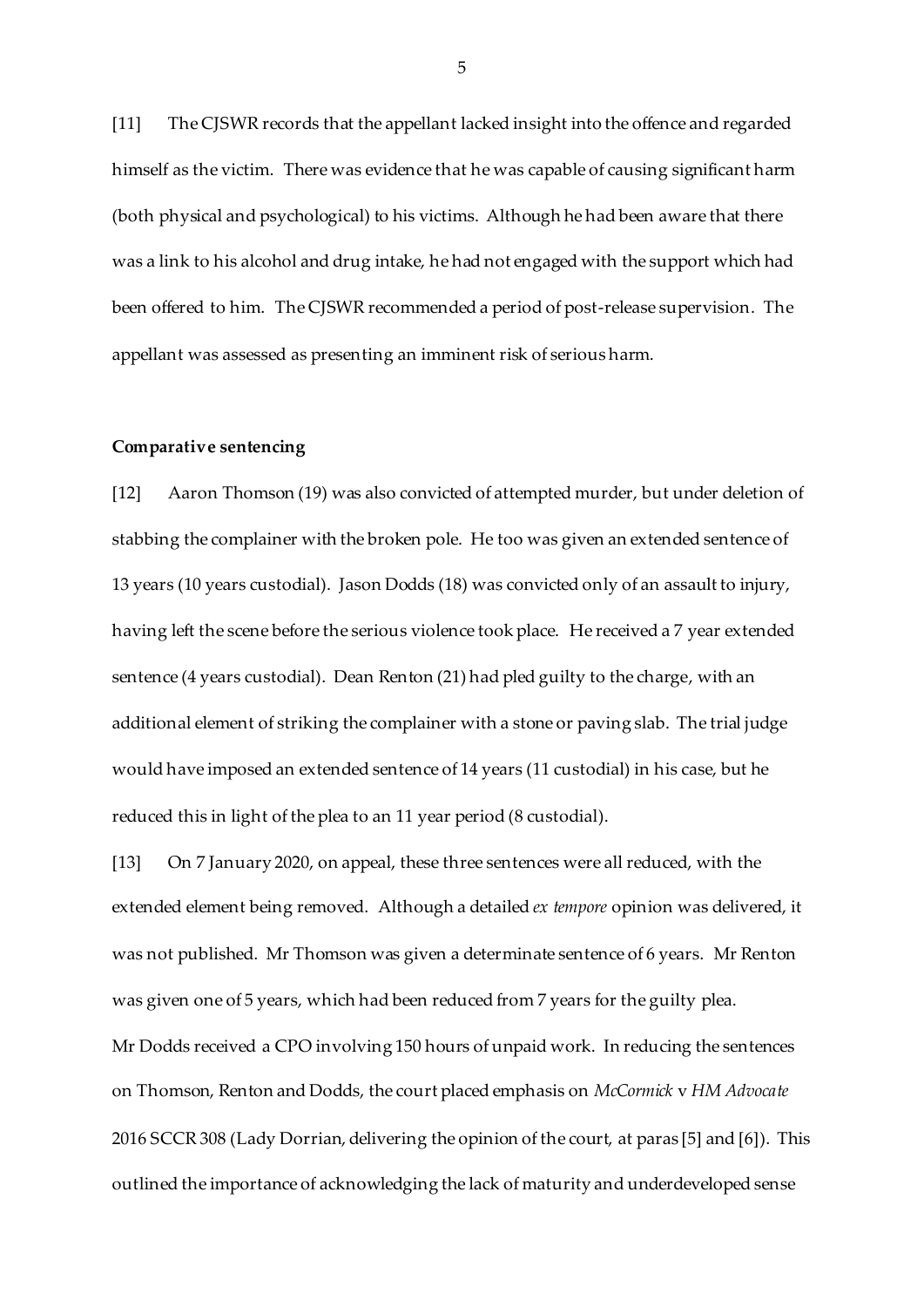[11] The CJSWR records that the appellant lacked insight into the offence and regarded himself as the victim. There was evidence that he was capable of causing significant harm (both physical and psychological) to his victims. Although he had been aware that there was a link to his alcohol and drug intake, he had not engaged with the support which had been offered to him. The CJSWR recommended a period of post-release supervision. The appellant was assessed as presenting an imminent risk of serious harm.

**Comparative sentencing**

[12] Aaron Thomson (19) was also convicted of attempted murder, but under deletion of stabbing the complainer with the broken pole. He too was given an extended sentence of 13 years (10 years custodial). Jason Dodds (18) was convicted only of an assault to injury, having left the scene before the serious violence took place. He received a 7 year extended sentence (4 years custodial). Dean Renton (21) had pled guilty to the charge, with an additional element of striking the complainer with a stone or paving slab. The trial judge would have imposed an extended sentence of 14 years (11 custodial) in his case, but he reduced this in light of the plea to an 11 year period (8 custodial).

[13] On 7 January 2020, on appeal, these three sentences were all reduced, with the extended element being removed. Although a detailed *ex tempore* opinion was delivered, it was not published. Mr Thomson was given a determinate sentence of 6 years. Mr Renton was given one of 5 years, which had been reduced from 7 years for the guilty plea. Mr Dodds received a CPO involving 150 hours of unpaid work. In reducing the sentences on Thomson, Renton and Dodds, the court placed emphasis on *McCormick* v *HM Advocate* 2016 SCCR 308 (Lady Dorrian, delivering the opinion of the court, at paras [5] and [6]). This outlined the importance of acknowledging the lack of maturity and underdeveloped sense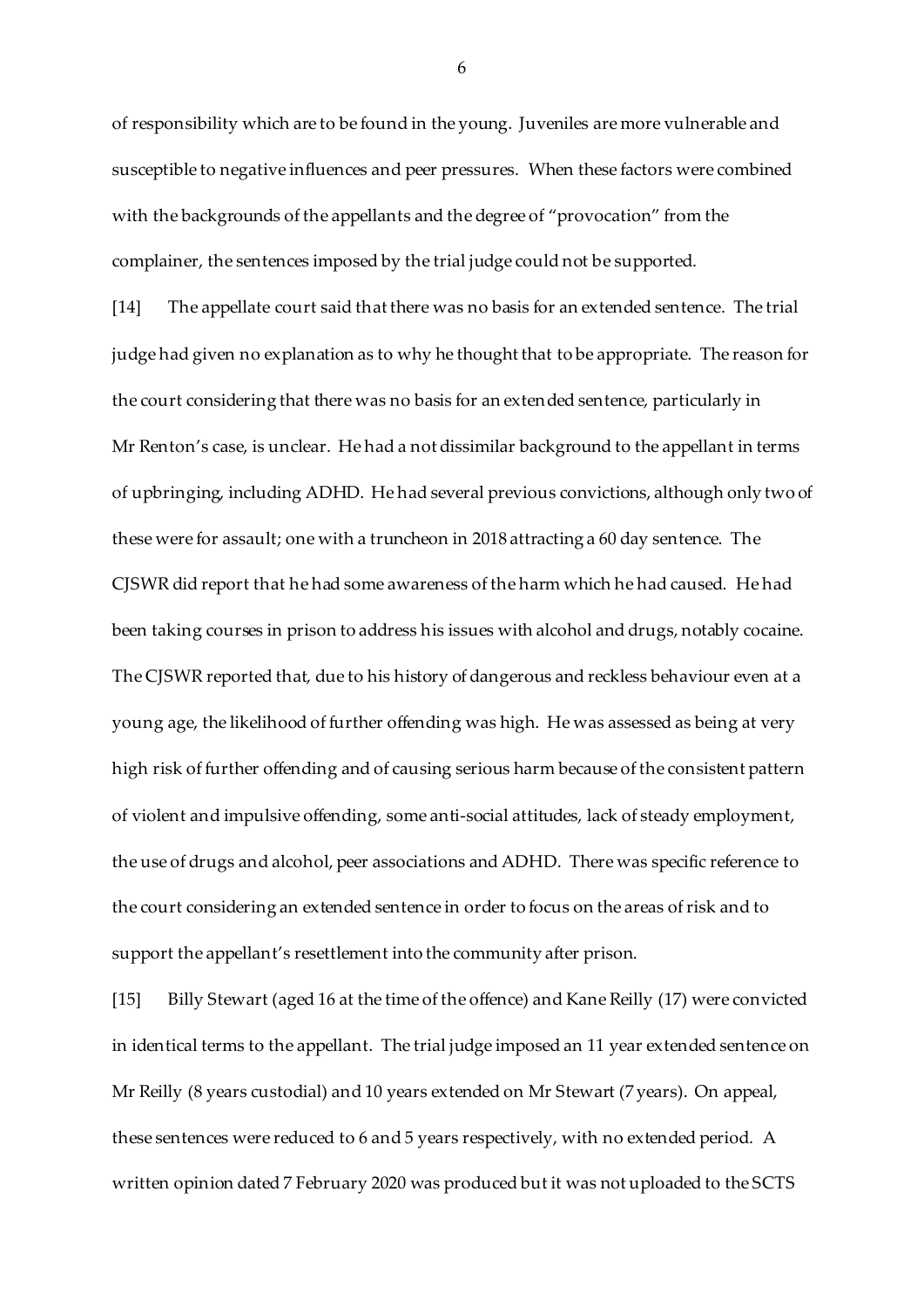of responsibility which are to be found in the young. Juveniles are more vulnerable and susceptible to negative influences and peer pressures. When these factors were combined with the backgrounds of the appellants and the degree of "provocation" from the complainer, the sentences imposed by the trial judge could not be supported.

[14] The appellate court said that there was no basis for an extended sentence. The trial judge had given no explanation as to why he thought that to be appropriate. The reason for the court considering that there was no basis for an extended sentence, particularly in Mr Renton's case, is unclear. He had a not dissimilar background to the appellant in terms of upbringing, including ADHD. He had several previous convictions, although only two of these were for assault; one with a truncheon in 2018 attracting a 60 day sentence. The CJSWR did report that he had some awareness of the harm which he had caused. He had been taking courses in prison to address his issues with alcohol and drugs, notably cocaine. The CJSWR reported that, due to his history of dangerous and reckless behaviour even at a young age, the likelihood of further offending was high. He was assessed as being at very high risk of further offending and of causing serious harm because of the consistent pattern of violent and impulsive offending, some anti-social attitudes, lack of steady employment, the use of drugs and alcohol, peer associations and ADHD. There was specific reference to the court considering an extended sentence in order to focus on the areas of risk and to support the appellant's resettlement into the community after prison.

[15] Billy Stewart (aged 16 at the time of the offence) and Kane Reilly (17) were convicted in identical terms to the appellant. The trial judge imposed an 11 year extended sentence on Mr Reilly (8 years custodial) and 10 years extended on Mr Stewart (7 years). On appeal, these sentences were reduced to 6 and 5 years respectively, with no extended period. A written opinion dated 7 February 2020 was produced but it was not uploaded to the SCTS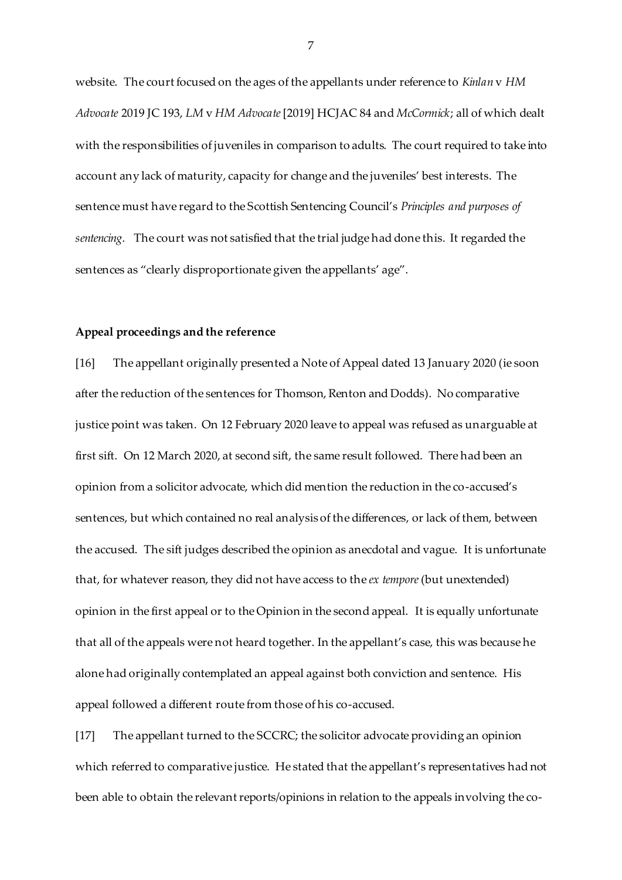website. The court focused on the ages of the appellants under reference to *Kinlan* v *HM Advocate* 2019 JC 193, *LM* v *HM Advocate* [2019] HCJAC 84 and *McCormick*; all of which dealt with the responsibilities of juveniles in comparison to adults. The court required to take into account any lack of maturity, capacity for change and the juveniles' best interests. The sentence must have regard to the Scottish Sentencing Council's *Principles and purposes of sentencing*. The court was not satisfied that the trial judge had done this. It regarded the sentences as "clearly disproportionate given the appellants' age".

**Appeal proceedings and the reference**

[16] The appellant originally presented a Note of Appeal dated 13 January 2020 (ie soon after the reduction of the sentences for Thomson, Renton and Dodds). No comparative justice point was taken. On 12 February 2020 leave to appeal was refused as unarguable at first sift. On 12 March 2020, at second sift, the same result followed. There had been an opinion from a solicitor advocate, which did mention the reduction in the co-accused's sentences, but which contained no real analysis of the differences, or lack of them, between the accused. The sift judges described the opinion as anecdotal and vague. It is unfortunate that, for whatever reason, they did not have access to the *ex tempore* (but unextended) opinion in the first appeal or to the Opinion in the second appeal. It is equally unfortunate that all of the appeals were not heard together. In the appellant's case, this was because he alone had originally contemplated an appeal against both conviction and sentence. His appeal followed a different route from those of his co-accused.

[17] The appellant turned to the SCCRC; the solicitor advocate providing an opinion which referred to comparative justice. He stated that the appellant's representatives had not been able to obtain the relevant reports/opinions in relation to the appeals involving the co-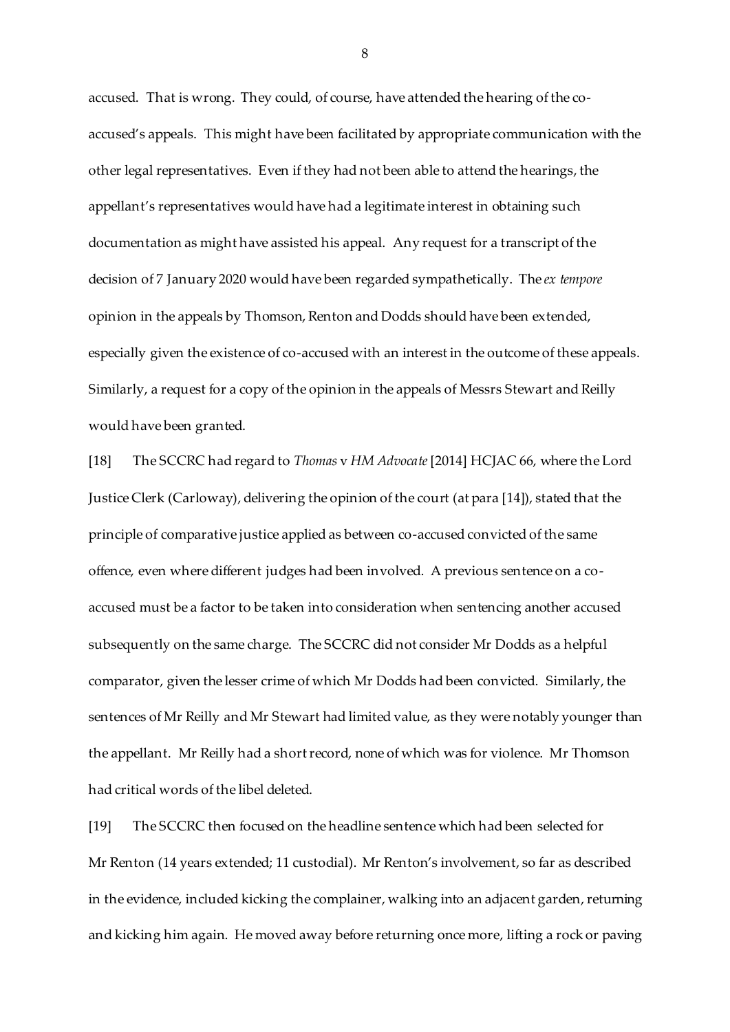accused. That is wrong. They could, of course, have attended the hearing of the co-accused's appeals. This might have been facilitated by appropriate communication with the other legal representatives. Even if they had not been able to attend the hearings, the appellant's representatives would have had a legitimate interest in obtaining such documentation as might have assisted his appeal. Any request for a transcript of the decision of 7 January 2020 would have been regarded sympathetically. The *ex tempore* opinion in the appeals by Thomson, Renton and Dodds should have been extended, especially given the existence of co-accused with an interest in the outcome of these appeals. Similarly, a request for a copy of the opinion in the appeals of Messrs Stewart and Reilly would have been granted.

[18] The SCCRC had regard to *Thomas* v *HM Advocate* [2014] HCJAC 66, where the Lord Justice Clerk (Carloway), delivering the opinion of the court (at para [14]), stated that the principle of comparative justice applied as between co-accused convicted of the same offence, even where different judges had been involved. A previous sentence on a co-accused must be a factor to be taken into consideration when sentencing another accused subsequently on the same charge. The SCCRC did not consider Mr Dodds as a helpful comparator, given the lesser crime of which Mr Dodds had been convicted. Similarly, the sentences of Mr Reilly and Mr Stewart had limited value, as they were notably younger than the appellant. Mr Reilly had a short record, none of which was for violence. Mr Thomson had critical words of the libel deleted.

[19] The SCCRC then focused on the headline sentence which had been selected for Mr Renton (14 years extended; 11 custodial). Mr Renton's involvement, so far as described in the evidence, included kicking the complainer, walking into an adjacent garden, returning and kicking him again. He moved away before returning once more, lifting a rock or paving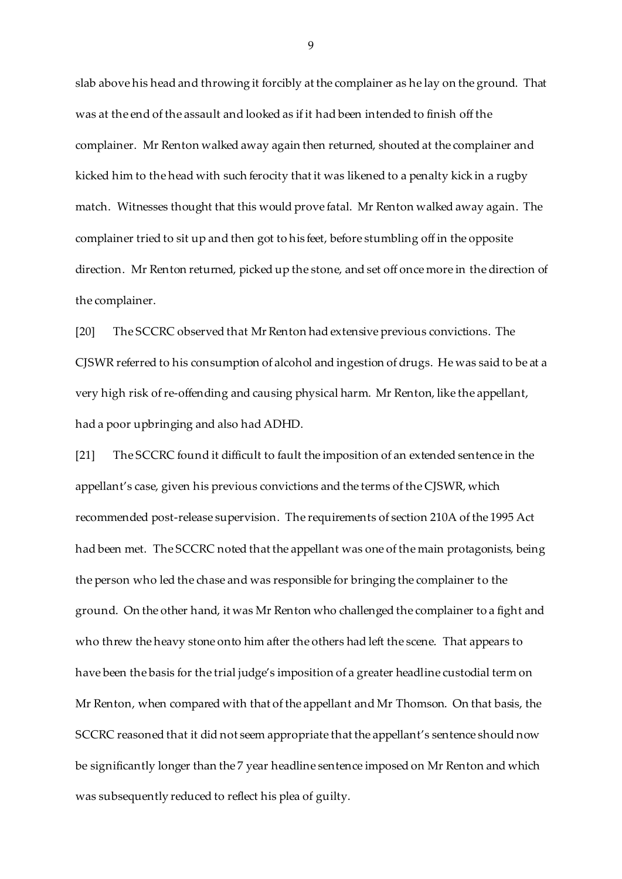slab above his head and throwing it forcibly at the complainer as he lay on the ground. That was at the end of the assault and looked as if it had been intended to finish off the complainer. Mr Renton walked away again then returned, shouted at the complainer and kicked him to the head with such ferocity that it was likened to a penalty kick in a rugby match. Witnesses thought that this would prove fatal. Mr Renton walked away again. The complainer tried to sit up and then got to his feet, before stumbling off in the opposite direction. Mr Renton returned, picked up the stone, and set off once more in the direction of the complainer.

[20] The SCCRC observed that Mr Renton had extensive previous convictions. The CJSWR referred to his consumption of alcohol and ingestion of drugs. He was said to be at a very high risk of re-offending and causing physical harm. Mr Renton, like the appellant, had a poor upbringing and also had ADHD.

[21] The SCCRC found it difficult to fault the imposition of an extended sentence in the appellant's case, given his previous convictions and the terms of the CJSWR, which recommended post-release supervision. The requirements of section 210A of the 1995 Act had been met. The SCCRC noted that the appellant was one of the main protagonists, being the person who led the chase and was responsible for bringing the complainer to the ground. On the other hand, it was Mr Renton who challenged the complainer to a fight and who threw the heavy stone onto him after the others had left the scene. That appears to have been the basis for the trial judge's imposition of a greater headline custodial term on Mr Renton, when compared with that of the appellant and Mr Thomson. On that basis, the SCCRC reasoned that it did not seem appropriate that the appellant's sentence should now be significantly longer than the 7 year headline sentence imposed on Mr Renton and which was subsequently reduced to reflect his plea of guilty.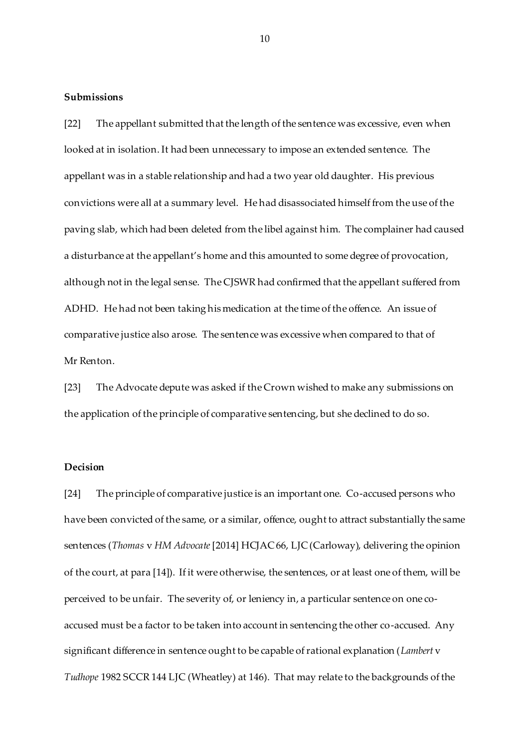**Submissions**

[22] The appellant submitted that the length of the sentence was excessive, even when looked at in isolation. It had been unnecessary to impose an extended sentence. The appellant was in a stable relationship and had a two year old daughter. His previous convictions were all at a summary level. He had disassociated himself from the use of the paving slab, which had been deleted from the libel against him. The complainer had caused a disturbance at the appellant's home and this amounted to some degree of provocation, although not in the legal sense. The CJSWR had confirmed that the appellant suffered from ADHD. He had not been taking his medication at the time of the offence. An issue of comparative justice also arose. The sentence was excessive when compared to that of Mr Renton.

[23] The Advocate depute was asked if the Crown wished to make any submissions on the application of the principle of comparative sentencing, but she declined to do so.

**Decision**

[24] The principle of comparative justice is an important one. Co-accused persons who have been convicted of the same, or a similar, offence, ought to attract substantially the same sentences (*Thomas* v *HM Advocate* [2014] HCJAC 66, LJC (Carloway), delivering the opinion of the court, at para [14]). If it were otherwise, the sentences, or at least one of them, will be perceived to be unfair. The severity of, or leniency in, a particular sentence on one co-accused must be a factor to be taken into account in sentencing the other co-accused. Any significant difference in sentence ought to be capable of rational explanation (*Lambert* v *Tudhope* 1982 SCCR 144 LJC (Wheatley) at 146). That may relate to the backgrounds of the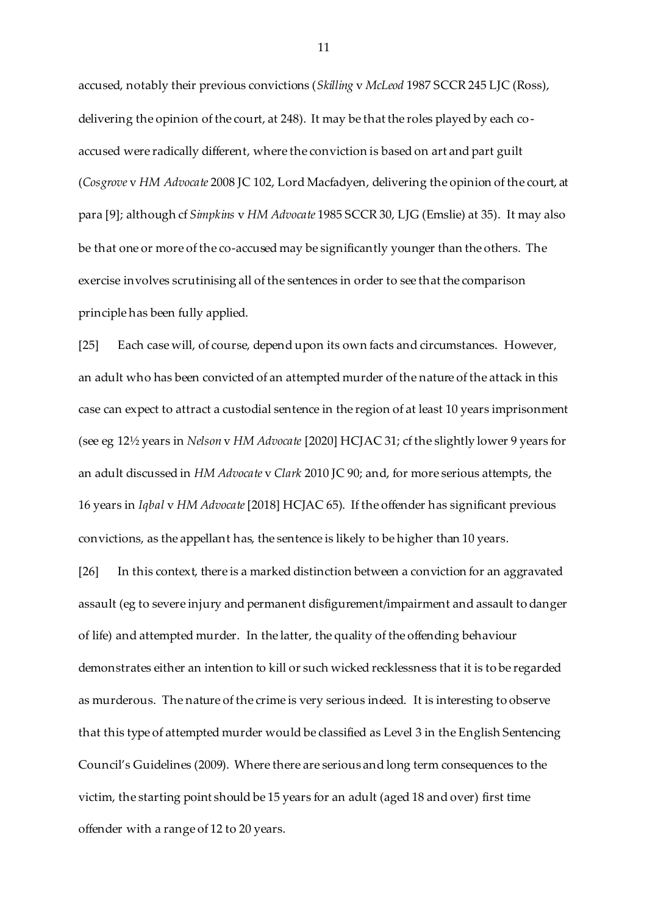accused, notably their previous convictions (*Skilling* v *McLeod* 1987 SCCR 245 LJC (Ross), delivering the opinion of the court, at 248). It may be that the roles played by each co-accused were radically different, where the conviction is based on art and part guilt (*Cosgrove* v *HM Advocate* 2008 JC 102, Lord Macfadyen, delivering the opinion of the court, at para [9]; although cf *Simpkins* v *HM Advocate* 1985 SCCR 30, LJG (Emslie) at 35). It may also be that one or more of the co-accused may be significantly younger than the others. The exercise involves scrutinising all of the sentences in order to see that the comparison principle has been fully applied.

[25] Each case will, of course, depend upon its own facts and circumstances. However, an adult who has been convicted of an attempted murder of the nature of the attack in this case can expect to attract a custodial sentence in the region of at least 10 years imprisonment (see eg 12½ years in *Nelson* v *HM Advocate* [2020] HCJAC 31; cf the slightly lower 9 years for an adult discussed in *HM Advocate* v *Clark* 2010 JC 90; and, for more serious attempts, the 16 years in *Iqbal* v *HM Advocate* [2018] HCJAC 65). If the offender has significant previous convictions, as the appellant has, the sentence is likely to be higher than 10 years.

[26] In this context, there is a marked distinction between a conviction for an aggravated assault (eg to severe injury and permanent disfigurement/impairment and assault to danger of life) and attempted murder. In the latter, the quality of the offending behaviour demonstrates either an intention to kill or such wicked recklessness that it is to be regarded as murderous. The nature of the crime is very serious indeed. It is interesting to observe that this type of attempted murder would be classified as Level 3 in the English Sentencing Council's Guidelines (2009). Where there are serious and long term consequences to the victim, the starting point should be 15 years for an adult (aged 18 and over) first time offender with a range of 12 to 20 years.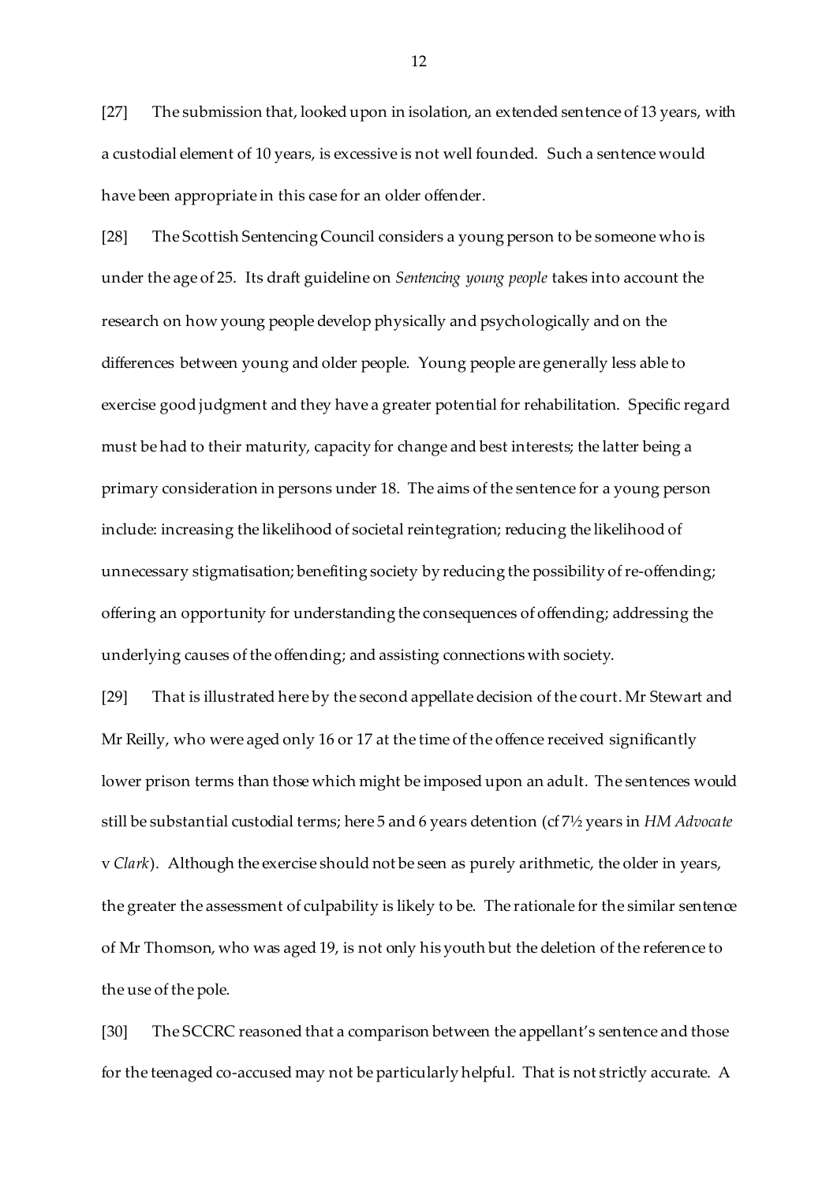[27] The submission that, looked upon in isolation, an extended sentence of 13 years, with a custodial element of 10 years, is excessive is not well founded. Such a sentence would have been appropriate in this case for an older offender.

[28] The Scottish Sentencing Council considers a young person to be someone who is under the age of 25. Its draft guideline on *Sentencing young people* takes into account the research on how young people develop physically and psychologically and on the differences between young and older people. Young people are generally less able to exercise good judgment and they have a greater potential for rehabilitation. Specific regard must be had to their maturity, capacity for change and best interests; the latter being a primary consideration in persons under 18. The aims of the sentence for a young person include: increasing the likelihood of societal reintegration; reducing the likelihood of unnecessary stigmatisation; benefiting society by reducing the possibility of re-offending; offering an opportunity for understanding the consequences of offending; addressing the underlying causes of the offending; and assisting connections with society.

[29] That is illustrated here by the second appellate decision of the court. Mr Stewart and Mr Reilly, who were aged only 16 or 17 at the time of the offence received significantly lower prison terms than those which might be imposed upon an adult. The sentences would still be substantial custodial terms; here 5 and 6 years detention (cf 7½ years in *HM Advocate* v *Clark*). Although the exercise should not be seen as purely arithmetic, the older in years, the greater the assessment of culpability is likely to be. The rationale for the similar sentence of Mr Thomson, who was aged 19, is not only his youth but the deletion of the reference to the use of the pole.

[30] The SCCRC reasoned that a comparison between the appellant's sentence and those for the teenaged co-accused may not be particularly helpful. That is not strictly accurate. A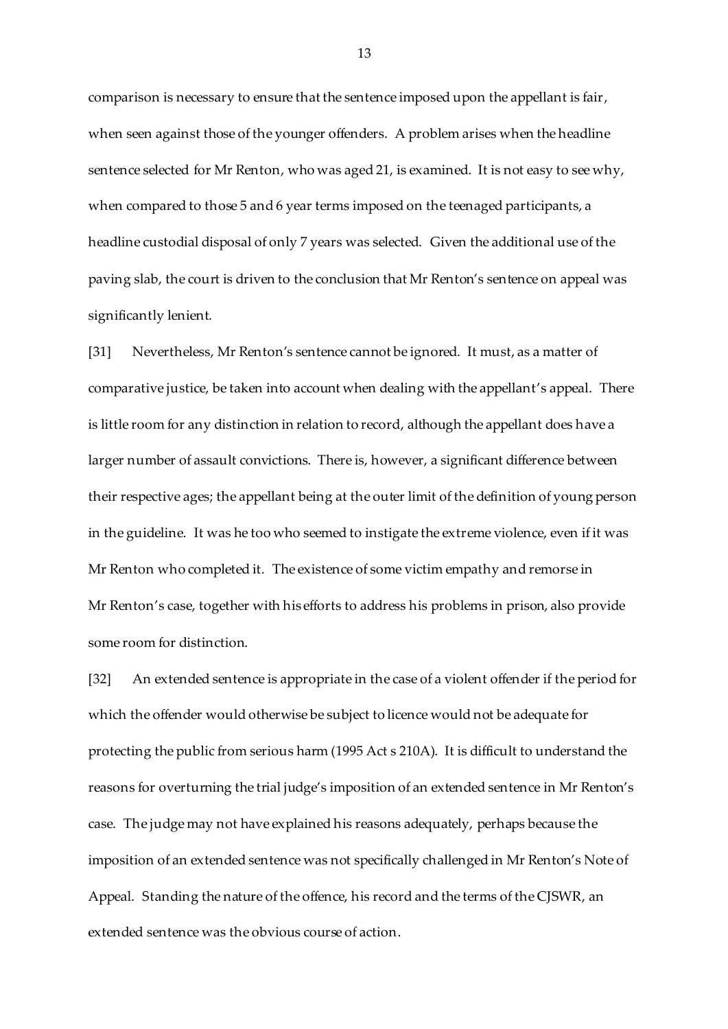comparison is necessary to ensure that the sentence imposed upon the appellant is fair, when seen against those of the younger offenders. A problem arises when the headline sentence selected for Mr Renton, who was aged 21, is examined. It is not easy to see why, when compared to those 5 and 6 year terms imposed on the teenaged participants, a headline custodial disposal of only 7 years was selected. Given the additional use of the paving slab, the court is driven to the conclusion that Mr Renton's sentence on appeal was significantly lenient.

[31] Nevertheless, Mr Renton's sentence cannot be ignored. It must, as a matter of comparative justice, be taken into account when dealing with the appellant's appeal. There is little room for any distinction in relation to record, although the appellant does have a larger number of assault convictions. There is, however, a significant difference between their respective ages; the appellant being at the outer limit of the definition of young person in the guideline. It was he too who seemed to instigate the extreme violence, even if it was Mr Renton who completed it. The existence of some victim empathy and remorse in Mr Renton's case, together with his efforts to address his problems in prison, also provide some room for distinction.

[32] An extended sentence is appropriate in the case of a violent offender if the period for which the offender would otherwise be subject to licence would not be adequate for protecting the public from serious harm (1995 Act s 210A). It is difficult to understand the reasons for overturning the trial judge's imposition of an extended sentence in Mr Renton's case. The judge may not have explained his reasons adequately, perhaps because the imposition of an extended sentence was not specifically challenged in Mr Renton's Note of Appeal. Standing the nature of the offence, his record and the terms of the CJSWR, an extended sentence was the obvious course of action.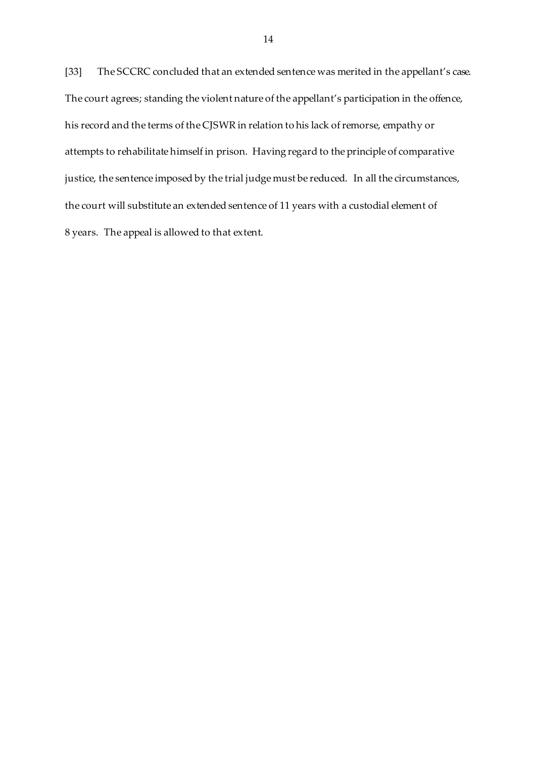[33] The SCCRC concluded that an extended sentence was merited in the appellant's case. The court agrees; standing the violent nature of the appellant's participation in the offence, his record and the terms of the CJSWR in relation to his lack of remorse, empathy or attempts to rehabilitate himself in prison. Having regard to the principle of comparative justice, the sentence imposed by the trial judge must be reduced. In all the circumstances, the court will substitute an extended sentence of 11 years with a custodial element of 8 years. The appeal is allowed to that extent.